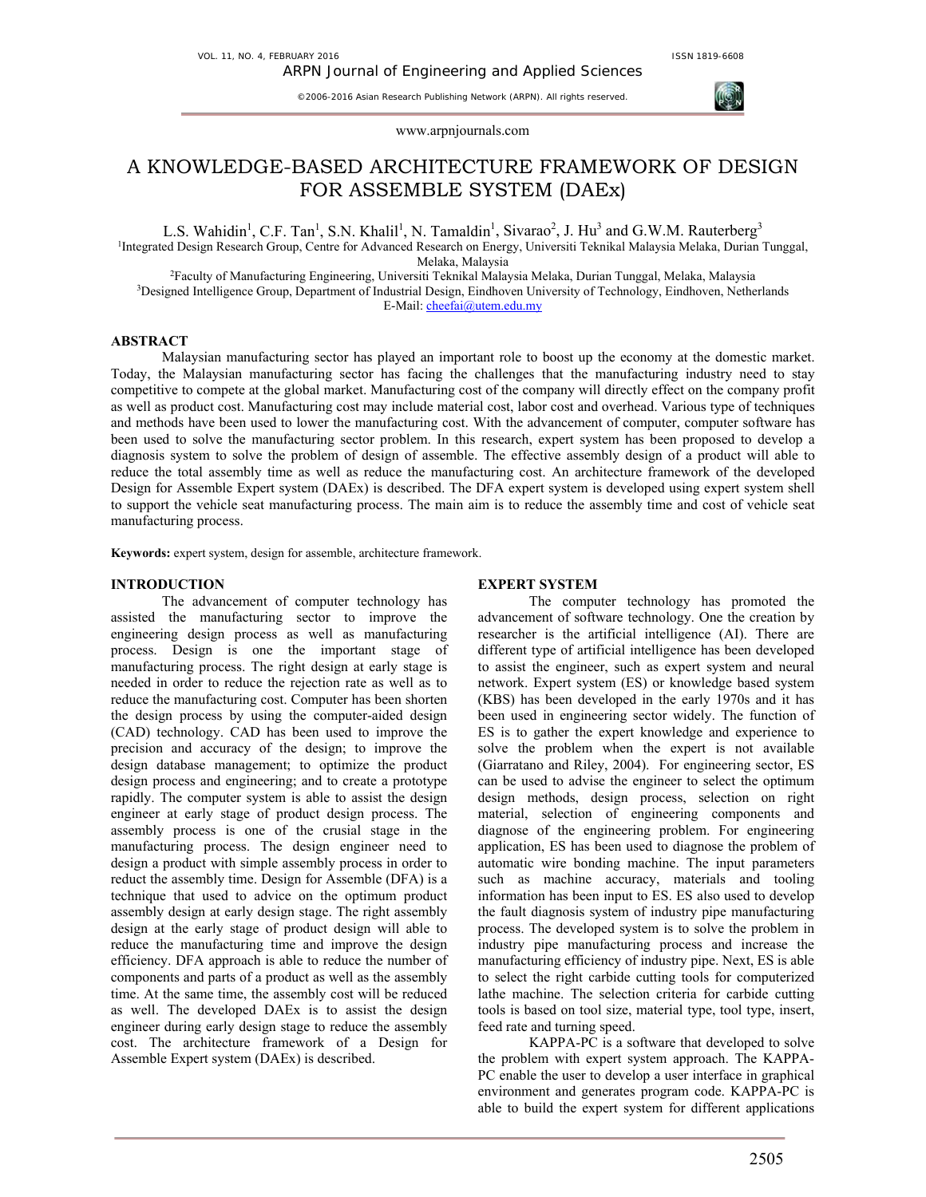# A KNOWLEDGE-BASED ARCHITECTURE FRAMEWORK OF DESIGN FOR ASSEMBLE SYSTEM (DAEx)

L.S. Wahidin[1], C.F. Tan[1], S.N. Khalil[1], N. Tamaldin[1], Sivarao[2], J. Hu[3] and G.W.M. Rauterberg[3]

[1]Integrated Design Research Group, Centre for Advanced Research on Energy, Universiti Teknikal Malaysia Melaka, Durian Tunggal, Melaka, Malaysia

[2]Faculty of Manufacturing Engineering, Universiti Teknikal Malaysia Melaka, Durian Tunggal, Melaka, Malaysia

[3]Designed Intelligence Group, Department of Industrial Design, Eindhoven University of Technology, Eindhoven, Netherlands

E-Mail: cheefai@utem.edu.my

## ABSTRACT

Malaysian manufacturing sector has played an important role to boost up the economy at the domestic market. Today, the Malaysian manufacturing sector has facing the challenges that the manufacturing industry need to stay competitive to compete at the global market. Manufacturing cost of the company will directly effect on the company profit as well as product cost. Manufacturing cost may include material cost, labor cost and overhead. Various type of techniques and methods have been used to lower the manufacturing cost. With the advancement of computer, computer software has been used to solve the manufacturing sector problem. In this research, expert system has been proposed to develop a diagnosis system to solve the problem of design of assemble. The effective assembly design of a product will able to reduce the total assembly time as well as reduce the manufacturing cost. An architecture framework of the developed Design for Assemble Expert system (DAEx) is described. The DFA expert system is developed using expert system shell to support the vehicle seat manufacturing process. The main aim is to reduce the assembly time and cost of vehicle seat manufacturing process.

**Keywords:** expert system, design for assemble, architecture framework.

## INTRODUCTION

The advancement of computer technology has assisted the manufacturing sector to improve the engineering design process as well as manufacturing process. Design is one the important stage of manufacturing process. The right design at early stage is needed in order to reduce the rejection rate as well as to reduce the manufacturing cost. Computer has been shorten the design process by using the computer-aided design (CAD) technology. CAD has been used to improve the precision and accuracy of the design; to improve the design database management; to optimize the product design process and engineering; and to create a prototype rapidly. The computer system is able to assist the design engineer at early stage of product design process. The assembly process is one of the crusial stage in the manufacturing process. The design engineer need to design a product with simple assembly process in order to reduct the assembly time. Design for Assemble (DFA) is a technique that used to advice on the optimum product assembly design at early design stage. The right assembly design at the early stage of product design will able to reduce the manufacturing time and improve the design efficiency. DFA approach is able to reduce the number of components and parts of a product as well as the assembly time. At the same time, the assembly cost will be reduced as well. The developed DAEx is to assist the design engineer during early design stage to reduce the assembly cost. The architecture framework of a Design for Assemble Expert system (DAEx) is described.

## EXPERT SYSTEM

The computer technology has promoted the advancement of software technology. One the creation by researcher is the artificial intelligence (AI). There are different type of artificial intelligence has been developed to assist the engineer, such as expert system and neural network. Expert system (ES) or knowledge based system (KBS) has been developed in the early 1970s and it has been used in engineering sector widely. The function of ES is to gather the expert knowledge and experience to solve the problem when the expert is not available (Giarratano and Riley, 2004). For engineering sector, ES can be used to advise the engineer to select the optimum design methods, design process, selection on right material, selection of engineering components and diagnose of the engineering problem. For engineering application, ES has been used to diagnose the problem of automatic wire bonding machine. The input parameters such as machine accuracy, materials and tooling information has been input to ES. ES also used to develop the fault diagnosis system of industry pipe manufacturing process. The developed system is to solve the problem in industry pipe manufacturing process and increase the manufacturing efficiency of industry pipe. Next, ES is able to select the right carbide cutting tools for computerized lathe machine. The selection criteria for carbide cutting tools is based on tool size, material type, tool type, insert, feed rate and turning speed.

KAPPA-PC is a software that developed to solve the problem with expert system approach. The KAPPA-PC enable the user to develop a user interface in graphical environment and generates program code. KAPPA-PC is able to build the expert system for different applications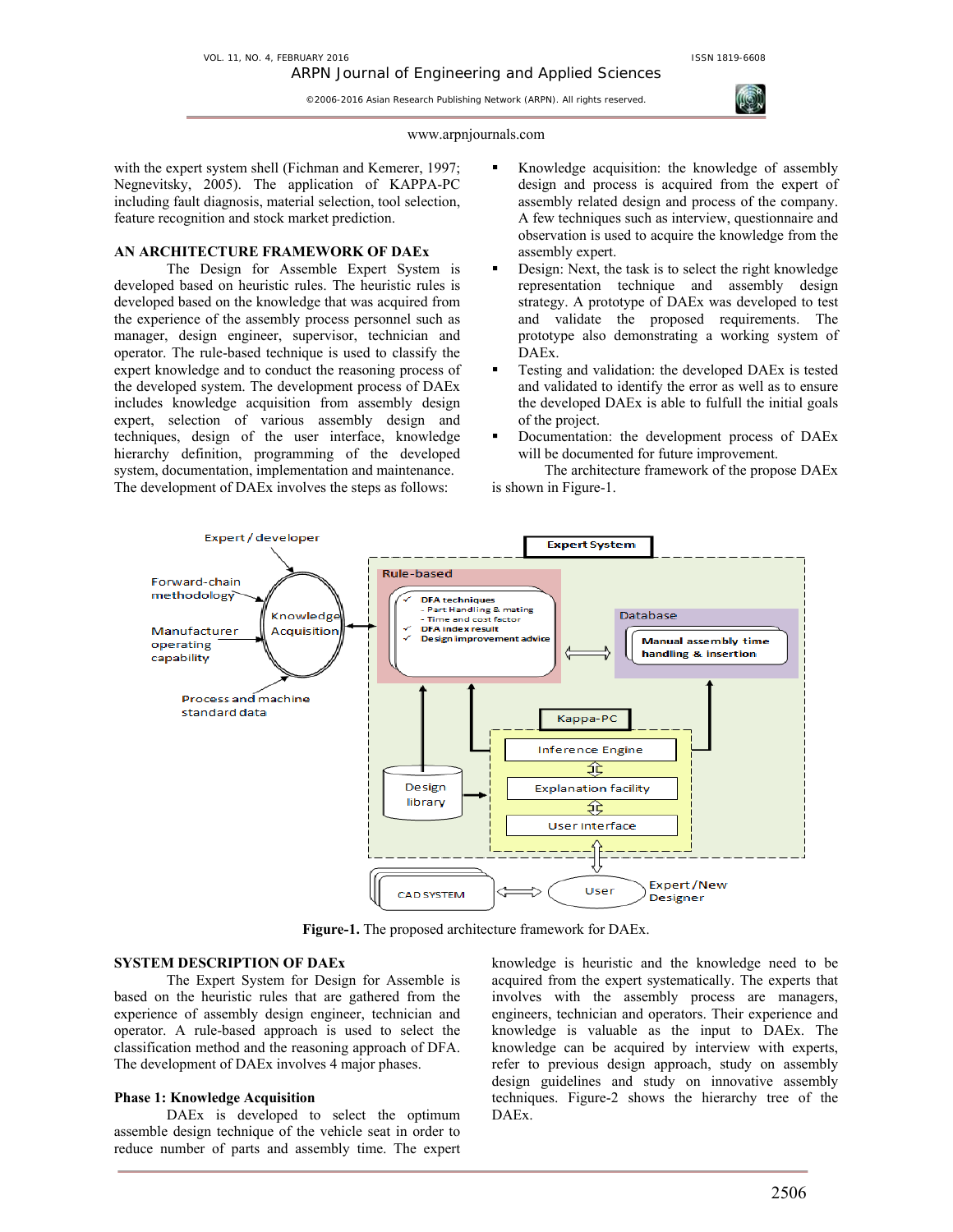with the expert system shell (Fichman and Kemerer, 1997; Negnevitsky, 2005). The application of KAPPA-PC including fault diagnosis, material selection, tool selection, feature recognition and stock market prediction.

## AN ARCHITECTURE FRAMEWORK OF DAEx

The Design for Assemble Expert System is developed based on heuristic rules. The heuristic rules is developed based on the knowledge that was acquired from the experience of the assembly process personnel such as manager, design engineer, supervisor, technician and operator. The rule-based technique is used to classify the expert knowledge and to conduct the reasoning process of the developed system. The development process of DAEx includes knowledge acquisition from assembly design expert, selection of various assembly design and techniques, design of the user interface, knowledge hierarchy definition, programming of the developed system, documentation, implementation and maintenance. The development of DAEx involves the steps as follows:

- Knowledge acquisition: the knowledge of assembly design and process is acquired from the expert of assembly related design and process of the company. A few techniques such as interview, questionnaire and observation is used to acquire the knowledge from the assembly expert.
- Design: Next, the task is to select the right knowledge representation technique and assembly design strategy. A prototype of DAEx was developed to test and validate the proposed requirements. The prototype also demonstrating a working system of DAEx.
- Testing and validation: the developed DAEx is tested and validated to identify the error as well as to ensure the developed DAEx is able to fulfull the initial goals of the project.
- Documentation: the development process of DAEx will be documented for future improvement.

The architecture framework of the propose DAEx is shown in Figure-1.

**Figure-1.** The proposed architecture framework for DAEx.

## SYSTEM DESCRIPTION OF DAEx

The Expert System for Design for Assemble is based on the heuristic rules that are gathered from the experience of assembly design engineer, technician and operator. A rule-based approach is used to select the classification method and the reasoning approach of DFA. The development of DAEx involves 4 major phases.

### Phase 1: Knowledge Acquisition

DAEx is developed to select the optimum assemble design technique of the vehicle seat in order to reduce number of parts and assembly time. The expert knowledge is heuristic and the knowledge need to be acquired from the expert systematically. The experts that involves with the assembly process are managers, engineers, technician and operators. Their experience and knowledge is valuable as the input to DAEx. The knowledge can be acquired by interview with experts, refer to previous design approach, study on assembly design guidelines and study on innovative assembly techniques. Figure-2 shows the hierarchy tree of the DAEx.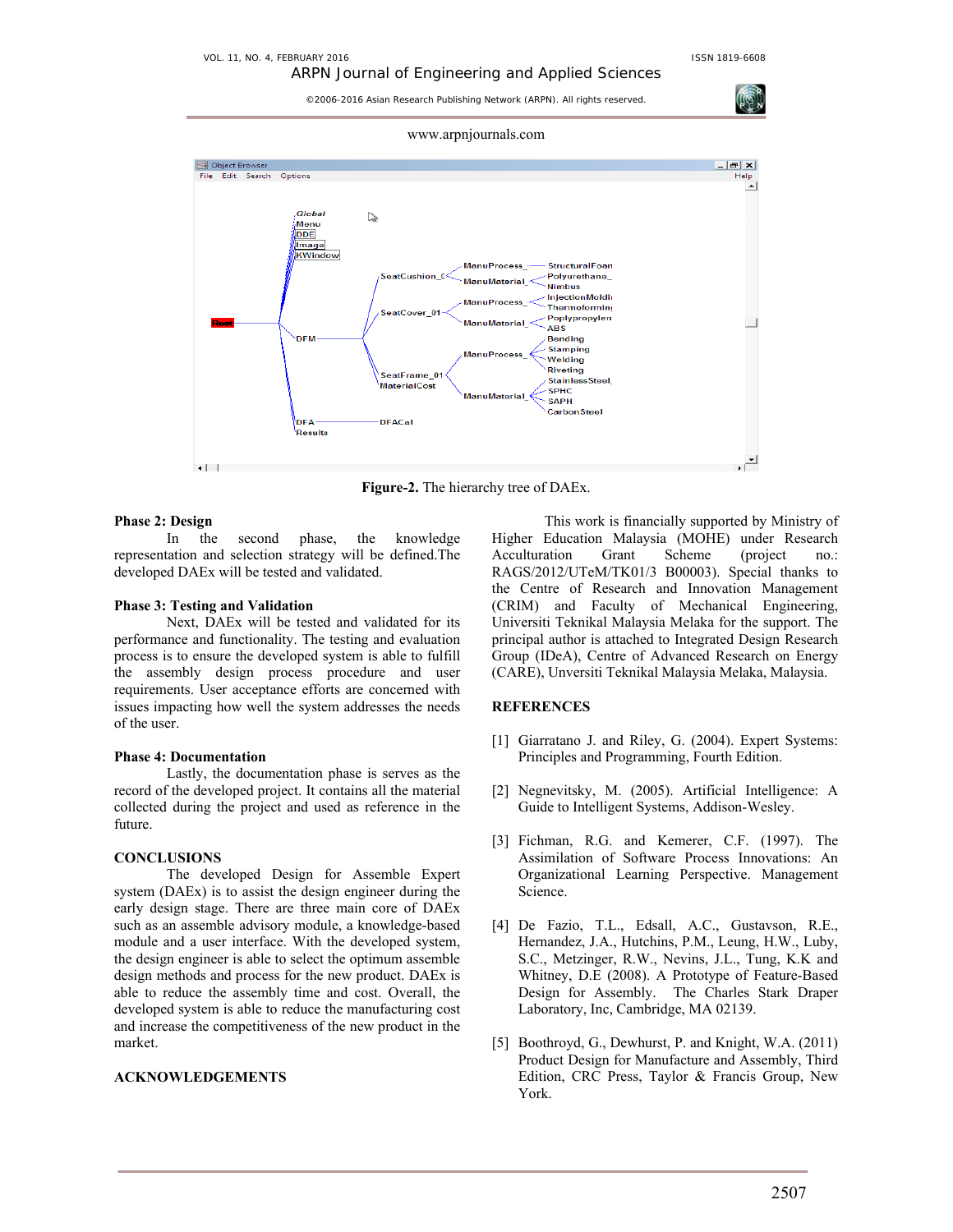Figure-2. The hierarchy tree of DAEx.

**Phase 2: Design**

In the second phase, the knowledge representation and selection strategy will be defined.The developed DAEx will be tested and validated.

**Phase 3: Testing and Validation**

Next, DAEx will be tested and validated for its performance and functionality. The testing and evaluation process is to ensure the developed system is able to fulfill the assembly design process procedure and user requirements. User acceptance efforts are concerned with issues impacting how well the system addresses the needs of the user.

**Phase 4: Documentation**

Lastly, the documentation phase is serves as the record of the developed project. It contains all the material collected during the project and used as reference in the future.

## CONCLUSIONS

The developed Design for Assemble Expert system (DAEx) is to assist the design engineer during the early design stage. There are three main core of DAEx such as an assemble advisory module, a knowledge-based module and a user interface. With the developed system, the design engineer is able to select the optimum assemble design methods and process for the new product. DAEx is able to reduce the assembly time and cost. Overall, the developed system is able to reduce the manufacturing cost and increase the competitiveness of the new product in the market.

## ACKNOWLEDGEMENTS

This work is financially supported by Ministry of Higher Education Malaysia (MOHE) under Research Acculturation Grant Scheme (project no.: RAGS/2012/UTeM/TK01/3 B00003). Special thanks to the Centre of Research and Innovation Management (CRIM) and Faculty of Mechanical Engineering, Universiti Teknikal Malaysia Melaka for the support. The principal author is attached to Integrated Design Research Group (IDeA), Centre of Advanced Research on Energy (CARE), Unversiti Teknikal Malaysia Melaka, Malaysia.

## REFERENCES

[1] Giarratano J. and Riley, G. (2004). Expert Systems: Principles and Programming, Fourth Edition.

[2] Negnevitsky, M. (2005). Artificial Intelligence: A Guide to Intelligent Systems, Addison-Wesley.

[3] Fichman, R.G. and Kemerer, C.F. (1997). The Assimilation of Software Process Innovations: An Organizational Learning Perspective. Management Science.

[4] De Fazio, T.L., Edsall, A.C., Gustavson, R.E., Hernandez, J.A., Hutchins, P.M., Leung, H.W., Luby, S.C., Metzinger, R.W., Nevins, J.L., Tung, K.K and Whitney, D.E (2008). A Prototype of Feature-Based Design for Assembly. The Charles Stark Draper Laboratory, Inc, Cambridge, MA 02139.

[5] Boothroyd, G., Dewhurst, P. and Knight, W.A. (2011) Product Design for Manufacture and Assembly, Third Edition, CRC Press, Taylor & Francis Group, New York.